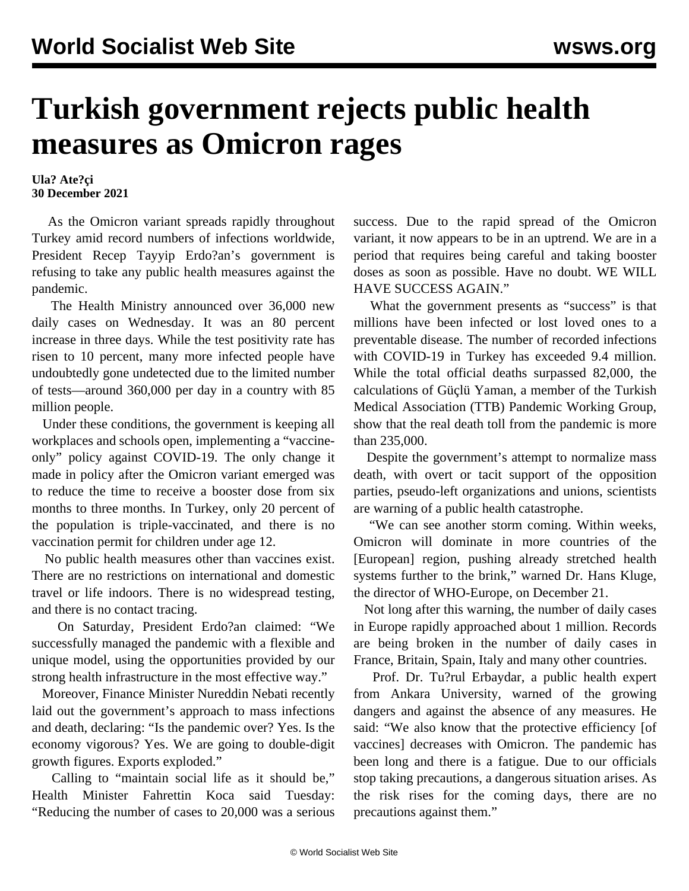# Turkish government rejects public health measures as Omicron rages

**Ula? Ate?çi**
**30 December 2021**

As the Omicron variant spreads rapidly throughout Turkey amid record numbers of infections worldwide, President Recep Tayyip Erdo?an's government is refusing to take any public health measures against the pandemic.

The Health Ministry announced over 36,000 new daily cases on Wednesday. It was an 80 percent increase in three days. While the test positivity rate has risen to 10 percent, many more infected people have undoubtedly gone undetected due to the limited number of tests—around 360,000 per day in a country with 85 million people.

Under these conditions, the government is keeping all workplaces and schools open, implementing a "vaccine-only" policy against COVID-19. The only change it made in policy after the Omicron variant emerged was to reduce the time to receive a booster dose from six months to three months. In Turkey, only 20 percent of the population is triple-vaccinated, and there is no vaccination permit for children under age 12.

No public health measures other than vaccines exist. There are no restrictions on international and domestic travel or life indoors. There is no widespread testing, and there is no contact tracing.

On Saturday, President Erdo?an claimed: "We successfully managed the pandemic with a flexible and unique model, using the opportunities provided by our strong health infrastructure in the most effective way."

Moreover, Finance Minister Nureddin Nebati recently laid out the government's approach to mass infections and death, declaring: "Is the pandemic over? Yes. Is the economy vigorous? Yes. We are going to double-digit growth figures. Exports exploded."

Calling to "maintain social life as it should be," Health Minister Fahrettin Koca said Tuesday: "Reducing the number of cases to 20,000 was a serious success. Due to the rapid spread of the Omicron variant, it now appears to be in an uptrend. We are in a period that requires being careful and taking booster doses as soon as possible. Have no doubt. WE WILL HAVE SUCCESS AGAIN."

What the government presents as "success" is that millions have been infected or lost loved ones to a preventable disease. The number of recorded infections with COVID-19 in Turkey has exceeded 9.4 million. While the total official deaths surpassed 82,000, the calculations of Güçlü Yaman, a member of the Turkish Medical Association (TTB) Pandemic Working Group, show that the real death toll from the pandemic is more than 235,000.

Despite the government's attempt to normalize mass death, with overt or tacit support of the opposition parties, pseudo-left organizations and unions, scientists are warning of a public health catastrophe.

"We can see another storm coming. Within weeks, Omicron will dominate in more countries of the [European] region, pushing already stretched health systems further to the brink," warned Dr. Hans Kluge, the director of WHO-Europe, on December 21.

Not long after this warning, the number of daily cases in Europe rapidly approached about 1 million. Records are being broken in the number of daily cases in France, Britain, Spain, Italy and many other countries.

Prof. Dr. Tu?rul Erbaydar, a public health expert from Ankara University, warned of the growing dangers and against the absence of any measures. He said: "We also know that the protective efficiency [of vaccines] decreases with Omicron. The pandemic has been long and there is a fatigue. Due to our officials stop taking precautions, a dangerous situation arises. As the risk rises for the coming days, there are no precautions against them."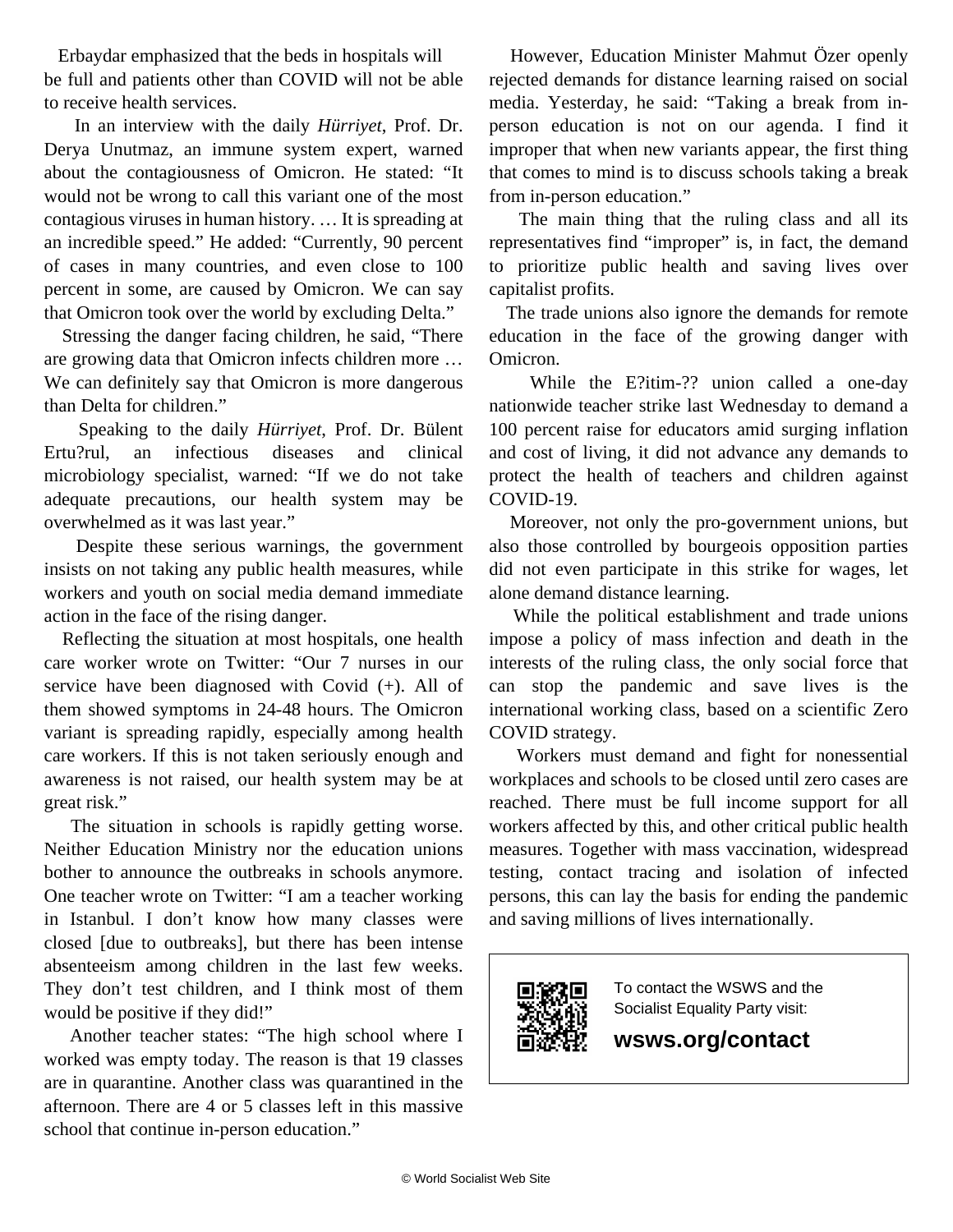Erbaydar emphasized that the beds in hospitals will be full and patients other than COVID will not be able to receive health services.

In an interview with the daily *Hürriyet*, Prof. Dr. Derya Unutmaz, an immune system expert, warned about the contagiousness of Omicron. He stated: "It would not be wrong to call this variant one of the most contagious viruses in human history. … It is spreading at an incredible speed." He added: "Currently, 90 percent of cases in many countries, and even close to 100 percent in some, are caused by Omicron. We can say that Omicron took over the world by excluding Delta."

Stressing the danger facing children, he said, "There are growing data that Omicron infects children more … We can definitely say that Omicron is more dangerous than Delta for children."

Speaking to the daily *Hürriyet*, Prof. Dr. Bülent Ertu?rul, an infectious diseases and clinical microbiology specialist, warned: "If we do not take adequate precautions, our health system may be overwhelmed as it was last year."

Despite these serious warnings, the government insists on not taking any public health measures, while workers and youth on social media demand immediate action in the face of the rising danger.

Reflecting the situation at most hospitals, one health care worker wrote on Twitter: "Our 7 nurses in our service have been diagnosed with Covid (+). All of them showed symptoms in 24-48 hours. The Omicron variant is spreading rapidly, especially among health care workers. If this is not taken seriously enough and awareness is not raised, our health system may be at great risk."

The situation in schools is rapidly getting worse. Neither Education Ministry nor the education unions bother to announce the outbreaks in schools anymore. One teacher wrote on Twitter: "I am a teacher working in Istanbul. I don't know how many classes were closed [due to outbreaks], but there has been intense absenteeism among children in the last few weeks. They don't test children, and I think most of them would be positive if they did!"

Another teacher states: "The high school where I worked was empty today. The reason is that 19 classes are in quarantine. Another class was quarantined in the afternoon. There are 4 or 5 classes left in this massive school that continue in-person education."

However, Education Minister Mahmut Özer openly rejected demands for distance learning raised on social media. Yesterday, he said: "Taking a break from in-person education is not on our agenda. I find it improper that when new variants appear, the first thing that comes to mind is to discuss schools taking a break from in-person education."

The main thing that the ruling class and all its representatives find "improper" is, in fact, the demand to prioritize public health and saving lives over capitalist profits.

The trade unions also ignore the demands for remote education in the face of the growing danger with Omicron.

While the E?itim-?? union called a one-day nationwide teacher strike last Wednesday to demand a 100 percent raise for educators amid surging inflation and cost of living, it did not advance any demands to protect the health of teachers and children against COVID-19.

Moreover, not only the pro-government unions, but also those controlled by bourgeois opposition parties did not even participate in this strike for wages, let alone demand distance learning.

While the political establishment and trade unions impose a policy of mass infection and death in the interests of the ruling class, the only social force that can stop the pandemic and save lives is the international working class, based on a scientific Zero COVID strategy.

Workers must demand and fight for nonessential workplaces and schools to be closed until zero cases are reached. There must be full income support for all workers affected by this, and other critical public health measures. Together with mass vaccination, widespread testing, contact tracing and isolation of infected persons, this can lay the basis for ending the pandemic and saving millions of lives internationally.

To contact the WSWS and the Socialist Equality Party visit:

**wsws.org/contact**